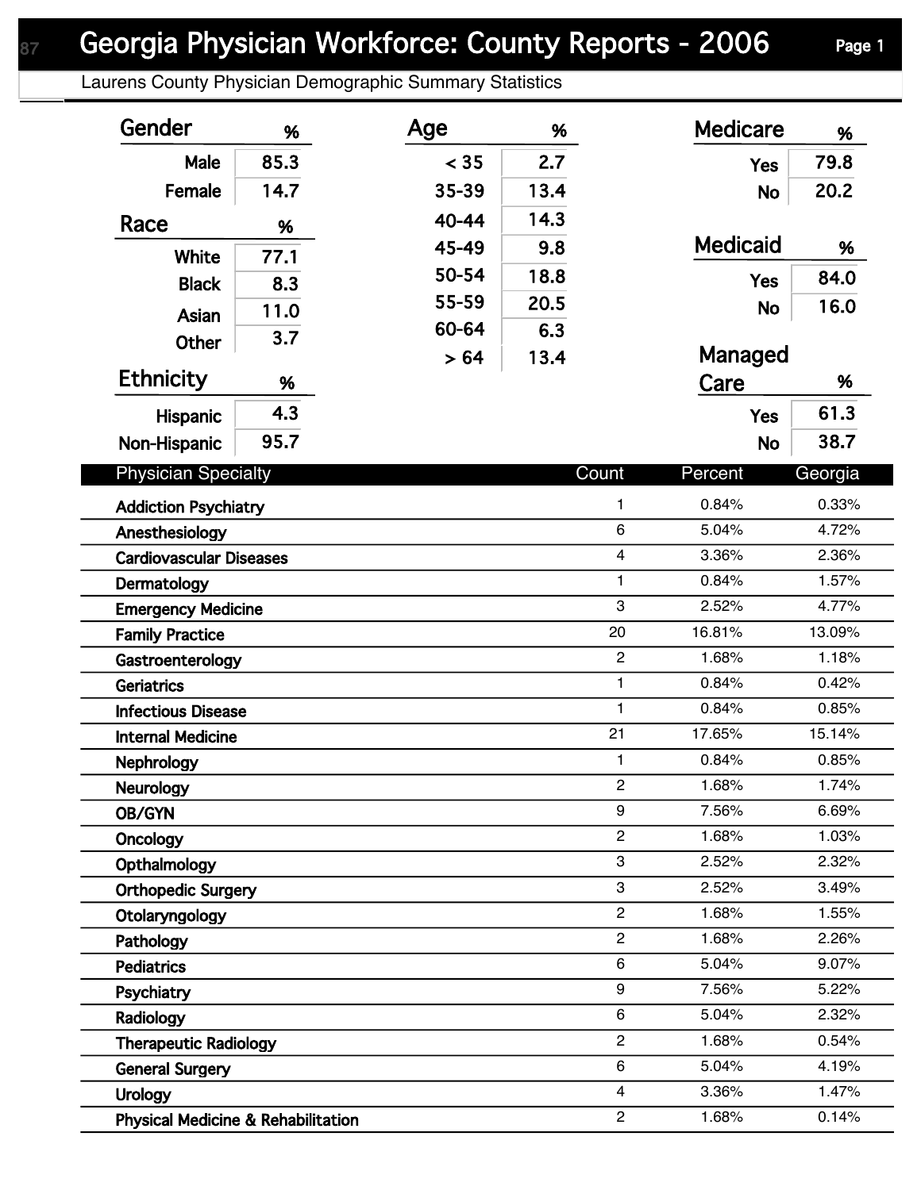# Georgia Physician Workforce: County Reports - 2006

## Laurens County Physician Demographic Summary Statistics

| Gender | % |
|---|---|
| Male | 85.3 |
| Female | 14.7 |

| Race | % |
|---|---|
| White | 77.1 |
| Black | 8.3 |
| Asian | 11.0 |
| Other | 3.7 |

| Ethnicity | % |
|---|---|
| Hispanic | 4.3 |
| Non-Hispanic | 95.7 |

| Age | % |
|---|---|
| < 35 | 2.7 |
| 35-39 | 13.4 |
| 40-44 | 14.3 |
| 45-49 | 9.8 |
| 50-54 | 18.8 |
| 55-59 | 20.5 |
| 60-64 | 6.3 |
| > 64 | 13.4 |

| Medicare | % |
|---|---|
| Yes | 79.8 |
| No | 20.2 |

| Medicaid | % |
|---|---|
| Yes | 84.0 |
| No | 16.0 |

| Managed Care | % |
|---|---|
| Yes | 61.3 |
| No | 38.7 |

| Physician Specialty | Count | Percent | Georgia |
|---|---|---|---|
| Addiction Psychiatry | 1 | 0.84% | 0.33% |
| Anesthesiology | 6 | 5.04% | 4.72% |
| Cardiovascular Diseases | 4 | 3.36% | 2.36% |
| Dermatology | 1 | 0.84% | 1.57% |
| Emergency Medicine | 3 | 2.52% | 4.77% |
| Family Practice | 20 | 16.81% | 13.09% |
| Gastroenterology | 2 | 1.68% | 1.18% |
| Geriatrics | 1 | 0.84% | 0.42% |
| Infectious Disease | 1 | 0.84% | 0.85% |
| Internal Medicine | 21 | 17.65% | 15.14% |
| Nephrology | 1 | 0.84% | 0.85% |
| Neurology | 2 | 1.68% | 1.74% |
| OB/GYN | 9 | 7.56% | 6.69% |
| Oncology | 2 | 1.68% | 1.03% |
| Opthalmology | 3 | 2.52% | 2.32% |
| Orthopedic Surgery | 3 | 2.52% | 3.49% |
| Otolaryngology | 2 | 1.68% | 1.55% |
| Pathology | 2 | 1.68% | 2.26% |
| Pediatrics | 6 | 5.04% | 9.07% |
| Psychiatry | 9 | 7.56% | 5.22% |
| Radiology | 6 | 5.04% | 2.32% |
| Therapeutic Radiology | 2 | 1.68% | 0.54% |
| General Surgery | 6 | 5.04% | 4.19% |
| Urology | 4 | 3.36% | 1.47% |
| Physical Medicine & Rehabilitation | 2 | 1.68% | 0.14% |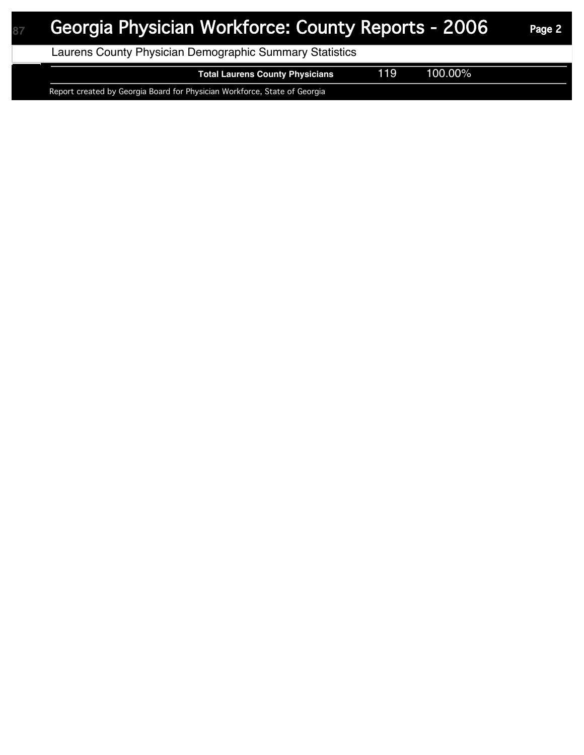## Laurens County Physician Demographic Summary Statistics

| | | |
|---|---|---|
| **Total Laurens County Physicians** | 119 | 100.00% |

Report created by Georgia Board for Physician Workforce, State of Georgia